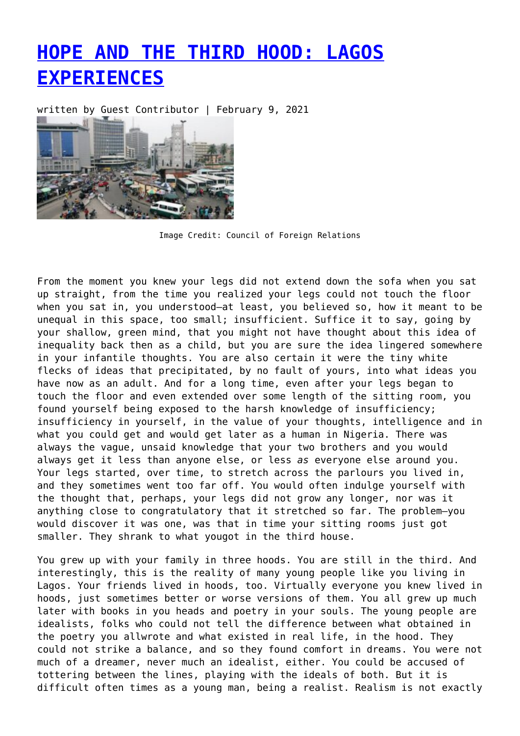# HOPE AND THE THIRD HOOD: LAGOS EXPERIENCES

written by Guest Contributor | February 9, 2021

Image Credit: Council of Foreign Relations

From the moment you knew your legs did not extend down the sofa when you sat up straight, from the time you realized your legs could not touch the floor when you sat in, you understood—at least, you believed so, how it meant to be unequal in this space, too small; insufficient. Suffice it to say, going by your shallow, green mind, that you might not have thought about this idea of inequality back then as a child, but you are sure the idea lingered somewhere in your infantile thoughts. You are also certain it were the tiny white flecks of ideas that precipitated, by no fault of yours, into what ideas you have now as an adult. And for a long time, even after your legs began to touch the floor and even extended over some length of the sitting room, you found yourself being exposed to the harsh knowledge of insufficiency; insufficiency in yourself, in the value of your thoughts, intelligence and in what you could get and would get later as a human in Nigeria. There was always the vague, unsaid knowledge that your two brothers and you would always get it less than anyone else, or less *as* everyone else around you. Your legs started, over time, to stretch across the parlours you lived in, and they sometimes went too far off. You would often indulge yourself with the thought that, perhaps, your legs did not grow any longer, nor was it anything close to congratulatory that it stretched so far. The problem—you would discover it was one, was that in time your sitting rooms just got smaller. They shrank to what yougot in the third house.

You grew up with your family in three hoods. You are still in the third. And interestingly, this is the reality of many young people like you living in Lagos. Your friends lived in hoods, too. Virtually everyone you knew lived in hoods, just sometimes better or worse versions of them. You all grew up much later with books in you heads and poetry in your souls. The young people are idealists, folks who could not tell the difference between what obtained in the poetry you allwrote and what existed in real life, in the hood. They could not strike a balance, and so they found comfort in dreams. You were not much of a dreamer, never much an idealist, either. You could be accused of tottering between the lines, playing with the ideals of both. But it is difficult often times as a young man, being a realist. Realism is not exactly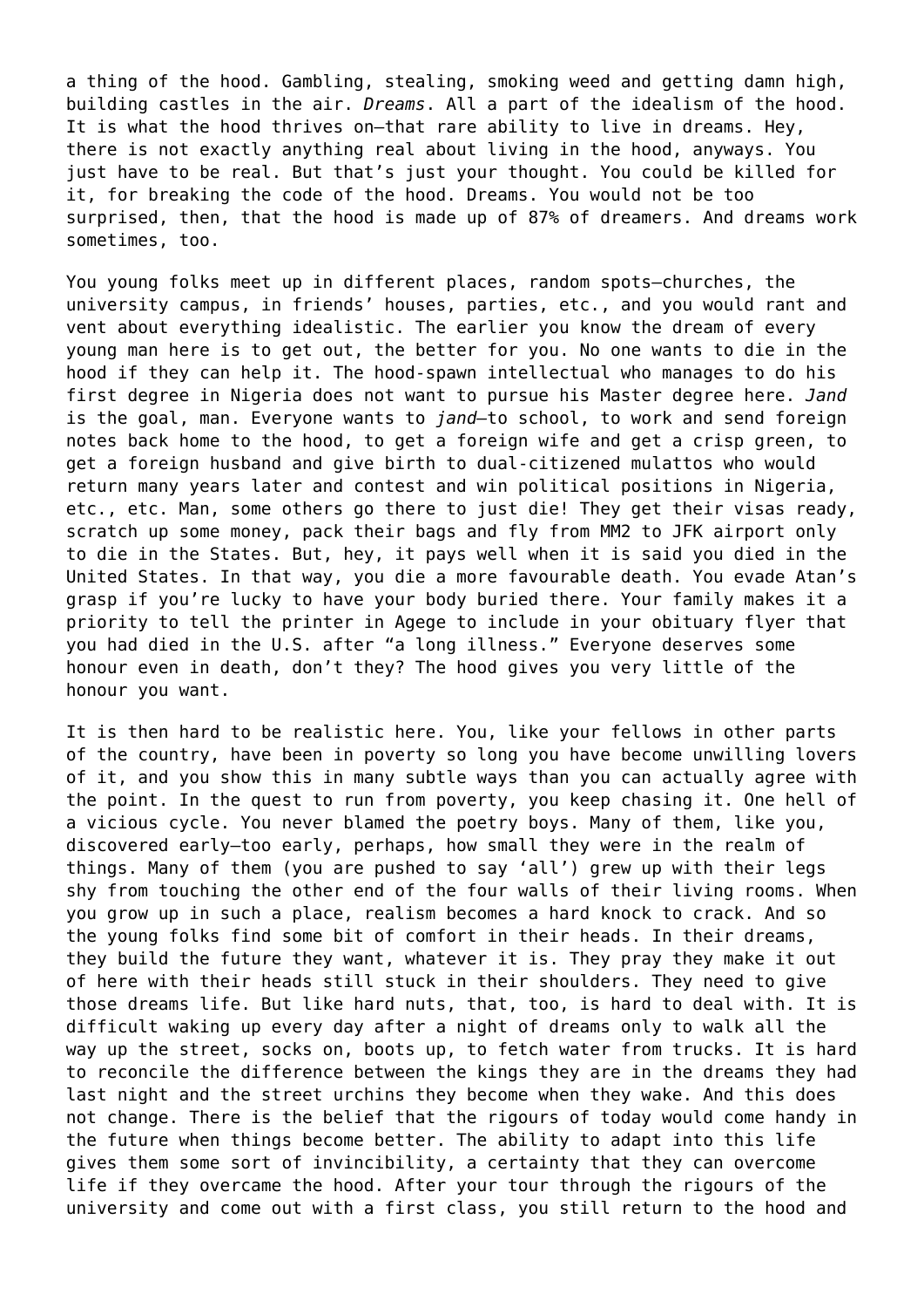a thing of the hood. Gambling, stealing, smoking weed and getting damn high, building castles in the air. *Dreams*. All a part of the idealism of the hood. It is what the hood thrives on—that rare ability to live in dreams. Hey, there is not exactly anything real about living in the hood, anyways. You just have to be real. But that's just your thought. You could be killed for it, for breaking the code of the hood. Dreams. You would not be too surprised, then, that the hood is made up of 87% of dreamers. And dreams work sometimes, too.

You young folks meet up in different places, random spots—churches, the university campus, in friends' houses, parties, etc., and you would rant and vent about everything idealistic. The earlier you know the dream of every young man here is to get out, the better for you. No one wants to die in the hood if they can help it. The hood-spawn intellectual who manages to do his first degree in Nigeria does not want to pursue his Master degree here. *Jand* is the goal, man. Everyone wants to *jand*—to school, to work and send foreign notes back home to the hood, to get a foreign wife and get a crisp green, to get a foreign husband and give birth to dual-citizened mulattos who would return many years later and contest and win political positions in Nigeria, etc., etc. Man, some others go there to just die! They get their visas ready, scratch up some money, pack their bags and fly from MM2 to JFK airport only to die in the States. But, hey, it pays well when it is said you died in the United States. In that way, you die a more favourable death. You evade Atan's grasp if you're lucky to have your body buried there. Your family makes it a priority to tell the printer in Agege to include in your obituary flyer that you had died in the U.S. after "a long illness." Everyone deserves some honour even in death, don't they? The hood gives you very little of the honour you want.

It is then hard to be realistic here. You, like your fellows in other parts of the country, have been in poverty so long you have become unwilling lovers of it, and you show this in many subtle ways than you can actually agree with the point. In the quest to run from poverty, you keep chasing it. One hell of a vicious cycle. You never blamed the poetry boys. Many of them, like you, discovered early—too early, perhaps, how small they were in the realm of things. Many of them (you are pushed to say 'all') grew up with their legs shy from touching the other end of the four walls of their living rooms. When you grow up in such a place, realism becomes a hard knock to crack. And so the young folks find some bit of comfort in their heads. In their dreams, they build the future they want, whatever it is. They pray they make it out of here with their heads still stuck in their shoulders. They need to give those dreams life. But like hard nuts, that, too, is hard to deal with. It is difficult waking up every day after a night of dreams only to walk all the way up the street, socks on, boots up, to fetch water from trucks. It is hard to reconcile the difference between the kings they are in the dreams they had last night and the street urchins they become when they wake. And this does not change. There is the belief that the rigours of today would come handy in the future when things become better. The ability to adapt into this life gives them some sort of invincibility, a certainty that they can overcome life if they overcame the hood. After your tour through the rigours of the university and come out with a first class, you still return to the hood and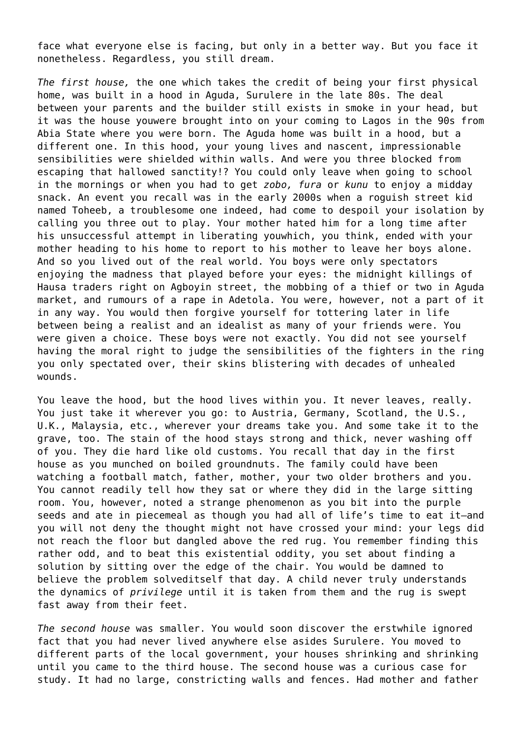face what everyone else is facing, but only in a better way. But you face it nonetheless. Regardless, you still dream.

*The first house,* the one which takes the credit of being your first physical home, was built in a hood in Aguda, Surulere in the late 80s. The deal between your parents and the builder still exists in smoke in your head, but it was the house youwere brought into on your coming to Lagos in the 90s from Abia State where you were born. The Aguda home was built in a hood, but a different one. In this hood, your young lives and nascent, impressionable sensibilities were shielded within walls. And were you three blocked from escaping that hallowed sanctity!? You could only leave when going to school in the mornings or when you had to get *zobo, fura* or *kunu* to enjoy a midday snack. An event you recall was in the early 2000s when a roguish street kid named Toheeb, a troublesome one indeed, had come to despoil your isolation by calling you three out to play. Your mother hated him for a long time after his unsuccessful attempt in liberating youwhich, you think, ended with your mother heading to his home to report to his mother to leave her boys alone. And so you lived out of the real world. You boys were only spectators enjoying the madness that played before your eyes: the midnight killings of Hausa traders right on Agboyin street, the mobbing of a thief or two in Aguda market, and rumours of a rape in Adetola. You were, however, not a part of it in any way. You would then forgive yourself for tottering later in life between being a realist and an idealist as many of your friends were. You were given a choice. These boys were not exactly. You did not see yourself having the moral right to judge the sensibilities of the fighters in the ring you only spectated over, their skins blistering with decades of unhealed wounds.

You leave the hood, but the hood lives within you. It never leaves, really. You just take it wherever you go: to Austria, Germany, Scotland, the U.S., U.K., Malaysia, etc., wherever your dreams take you. And some take it to the grave, too. The stain of the hood stays strong and thick, never washing off of you. They die hard like old customs. You recall that day in the first house as you munched on boiled groundnuts. The family could have been watching a football match, father, mother, your two older brothers and you. You cannot readily tell how they sat or where they did in the large sitting room. You, however, noted a strange phenomenon as you bit into the purple seeds and ate in piecemeal as though you had all of life's time to eat it—and you will not deny the thought might not have crossed your mind: your legs did not reach the floor but dangled above the red rug. You remember finding this rather odd, and to beat this existential oddity, you set about finding a solution by sitting over the edge of the chair. You would be damned to believe the problem solveditself that day. A child never truly understands the dynamics of *privilege* until it is taken from them and the rug is swept fast away from their feet.

*The second house* was smaller. You would soon discover the erstwhile ignored fact that you had never lived anywhere else asides Surulere. You moved to different parts of the local government, your houses shrinking and shrinking until you came to the third house. The second house was a curious case for study. It had no large, constricting walls and fences. Had mother and father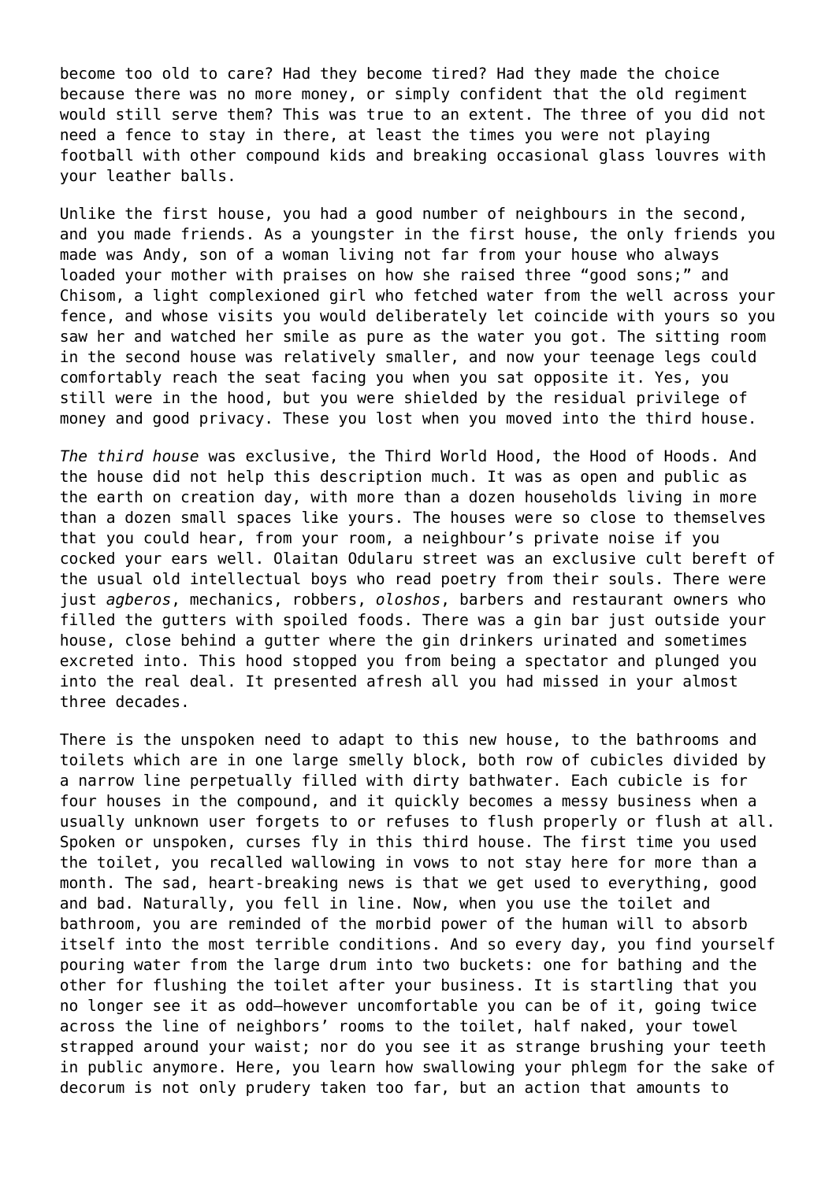become too old to care? Had they become tired? Had they made the choice because there was no more money, or simply confident that the old regiment would still serve them? This was true to an extent. The three of you did not need a fence to stay in there, at least the times you were not playing football with other compound kids and breaking occasional glass louvres with your leather balls.

Unlike the first house, you had a good number of neighbours in the second, and you made friends. As a youngster in the first house, the only friends you made was Andy, son of a woman living not far from your house who always loaded your mother with praises on how she raised three "good sons;" and Chisom, a light complexioned girl who fetched water from the well across your fence, and whose visits you would deliberately let coincide with yours so you saw her and watched her smile as pure as the water you got. The sitting room in the second house was relatively smaller, and now your teenage legs could comfortably reach the seat facing you when you sat opposite it. Yes, you still were in the hood, but you were shielded by the residual privilege of money and good privacy. These you lost when you moved into the third house.

*The third house* was exclusive, the Third World Hood, the Hood of Hoods. And the house did not help this description much. It was as open and public as the earth on creation day, with more than a dozen households living in more than a dozen small spaces like yours. The houses were so close to themselves that you could hear, from your room, a neighbour's private noise if you cocked your ears well. Olaitan Odularu street was an exclusive cult bereft of the usual old intellectual boys who read poetry from their souls. There were just *agberos*, mechanics, robbers, *oloshos*, barbers and restaurant owners who filled the gutters with spoiled foods. There was a gin bar just outside your house, close behind a gutter where the gin drinkers urinated and sometimes excreted into. This hood stopped you from being a spectator and plunged you into the real deal. It presented afresh all you had missed in your almost three decades.

There is the unspoken need to adapt to this new house, to the bathrooms and toilets which are in one large smelly block, both row of cubicles divided by a narrow line perpetually filled with dirty bathwater. Each cubicle is for four houses in the compound, and it quickly becomes a messy business when a usually unknown user forgets to or refuses to flush properly or flush at all. Spoken or unspoken, curses fly in this third house. The first time you used the toilet, you recalled wallowing in vows to not stay here for more than a month. The sad, heart-breaking news is that we get used to everything, good and bad. Naturally, you fell in line. Now, when you use the toilet and bathroom, you are reminded of the morbid power of the human will to absorb itself into the most terrible conditions. And so every day, you find yourself pouring water from the large drum into two buckets: one for bathing and the other for flushing the toilet after your business. It is startling that you no longer see it as odd—however uncomfortable you can be of it, going twice across the line of neighbors' rooms to the toilet, half naked, your towel strapped around your waist; nor do you see it as strange brushing your teeth in public anymore. Here, you learn how swallowing your phlegm for the sake of decorum is not only prudery taken too far, but an action that amounts to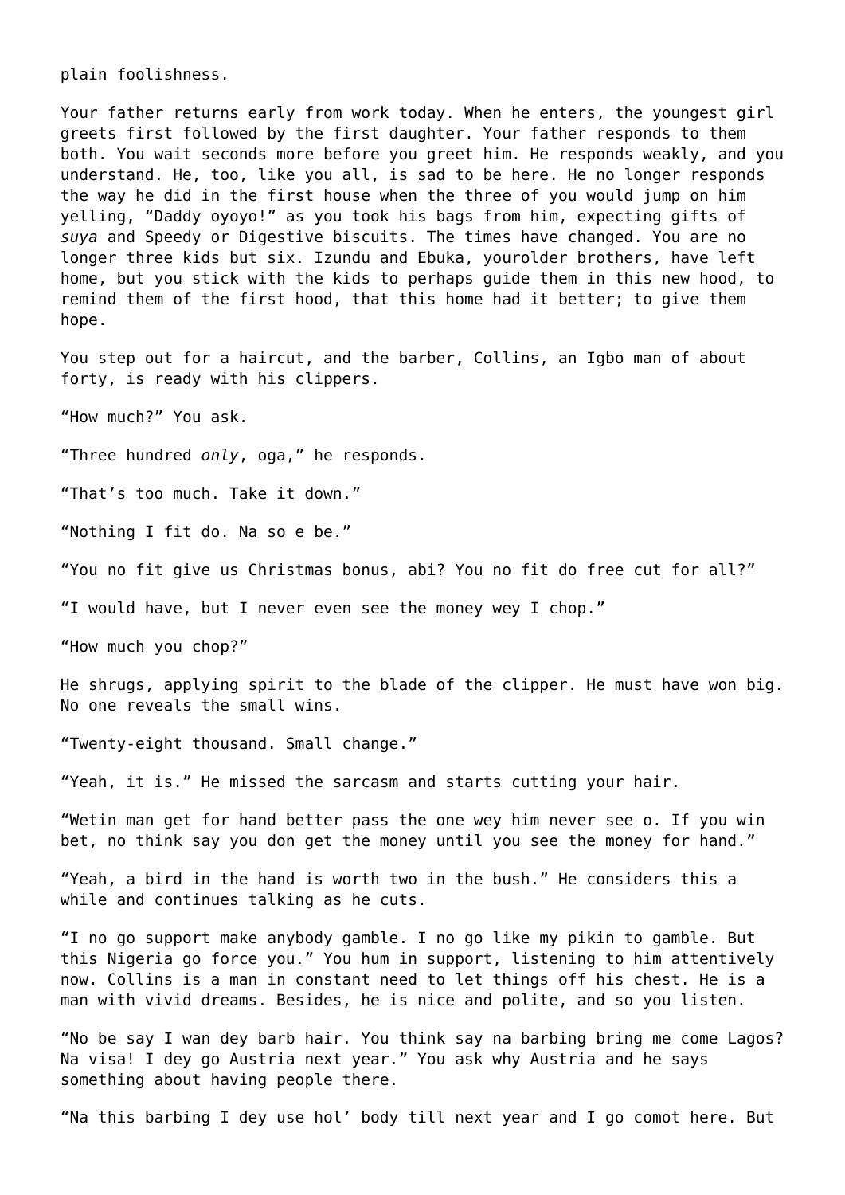plain foolishness.

Your father returns early from work today. When he enters, the youngest girl greets first followed by the first daughter. Your father responds to them both. You wait seconds more before you greet him. He responds weakly, and you understand. He, too, like you all, is sad to be here. He no longer responds the way he did in the first house when the three of you would jump on him yelling, "Daddy oyoyo!" as you took his bags from him, expecting gifts of *suya* and Speedy or Digestive biscuits. The times have changed. You are no longer three kids but six. Izundu and Ebuka, yourolder brothers, have left home, but you stick with the kids to perhaps guide them in this new hood, to remind them of the first hood, that this home had it better; to give them hope.

You step out for a haircut, and the barber, Collins, an Igbo man of about forty, is ready with his clippers.

"How much?" You ask.

"Three hundred *only*, oga," he responds.

"That's too much. Take it down."

"Nothing I fit do. Na so e be."

"You no fit give us Christmas bonus, abi? You no fit do free cut for all?"

"I would have, but I never even see the money wey I chop."

"How much you chop?"

He shrugs, applying spirit to the blade of the clipper. He must have won big. No one reveals the small wins.

"Twenty-eight thousand. Small change."

"Yeah, it is." He missed the sarcasm and starts cutting your hair.

"Wetin man get for hand better pass the one wey him never see o. If you win bet, no think say you don get the money until you see the money for hand."

"Yeah, a bird in the hand is worth two in the bush." He considers this a while and continues talking as he cuts.

"I no go support make anybody gamble. I no go like my pikin to gamble. But this Nigeria go force you." You hum in support, listening to him attentively now. Collins is a man in constant need to let things off his chest. He is a man with vivid dreams. Besides, he is nice and polite, and so you listen.

"No be say I wan dey barb hair. You think say na barbing bring me come Lagos? Na visa! I dey go Austria next year." You ask why Austria and he says something about having people there.

"Na this barbing I dey use hol' body till next year and I go comot here. But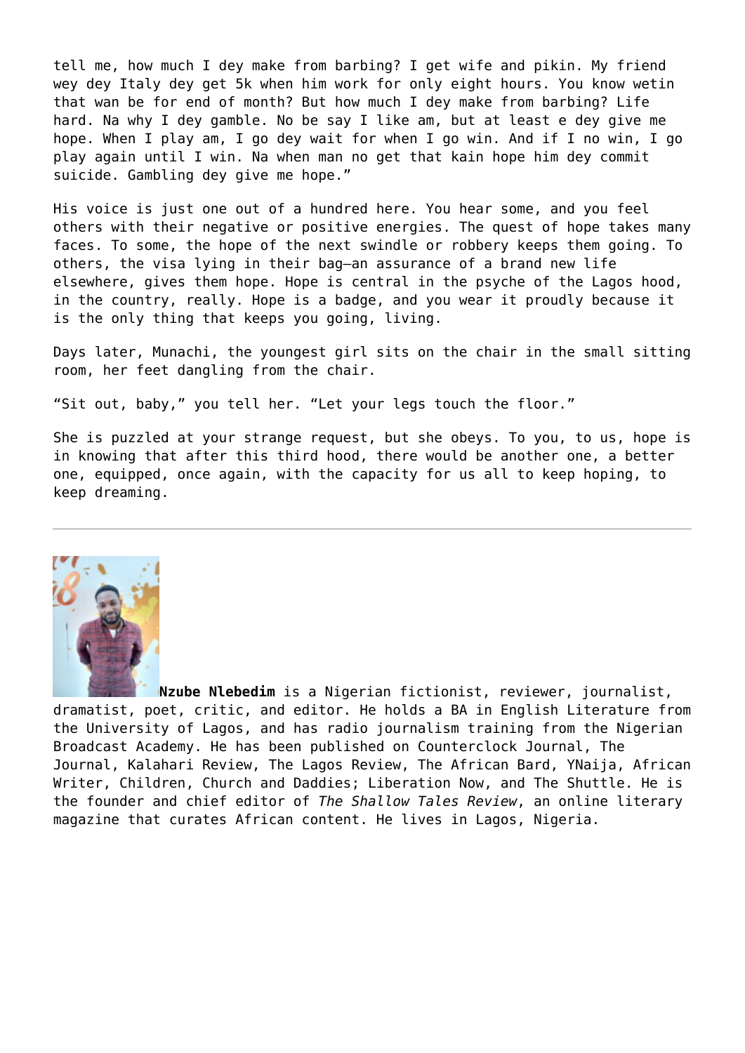tell me, how much I dey make from barbing? I get wife and pikin. My friend wey dey Italy dey get 5k when him work for only eight hours. You know wetin that wan be for end of month? But how much I dey make from barbing? Life hard. Na why I dey gamble. No be say I like am, but at least e dey give me hope. When I play am, I go dey wait for when I go win. And if I no win, I go play again until I win. Na when man no get that kain hope him dey commit suicide. Gambling dey give me hope."

His voice is just one out of a hundred here. You hear some, and you feel others with their negative or positive energies. The quest of hope takes many faces. To some, the hope of the next swindle or robbery keeps them going. To others, the visa lying in their bag—an assurance of a brand new life elsewhere, gives them hope. Hope is central in the psyche of the Lagos hood, in the country, really. Hope is a badge, and you wear it proudly because it is the only thing that keeps you going, living.

Days later, Munachi, the youngest girl sits on the chair in the small sitting room, her feet dangling from the chair.

"Sit out, baby," you tell her. "Let your legs touch the floor."

She is puzzled at your strange request, but she obeys. To you, to us, hope is in knowing that after this third hood, there would be another one, a better one, equipped, once again, with the capacity for us all to keep hoping, to keep dreaming.

---

**Nzube Nlebedim** is a Nigerian fictionist, reviewer, journalist, dramatist, poet, critic, and editor. He holds a BA in English Literature from the University of Lagos, and has radio journalism training from the Nigerian Broadcast Academy. He has been published on Counterclock Journal, The Journal, Kalahari Review, The Lagos Review, The African Bard, YNaija, African Writer, Children, Church and Daddies; Liberation Now, and The Shuttle. He is the founder and chief editor of *The Shallow Tales Review*, an online literary magazine that curates African content. He lives in Lagos, Nigeria.